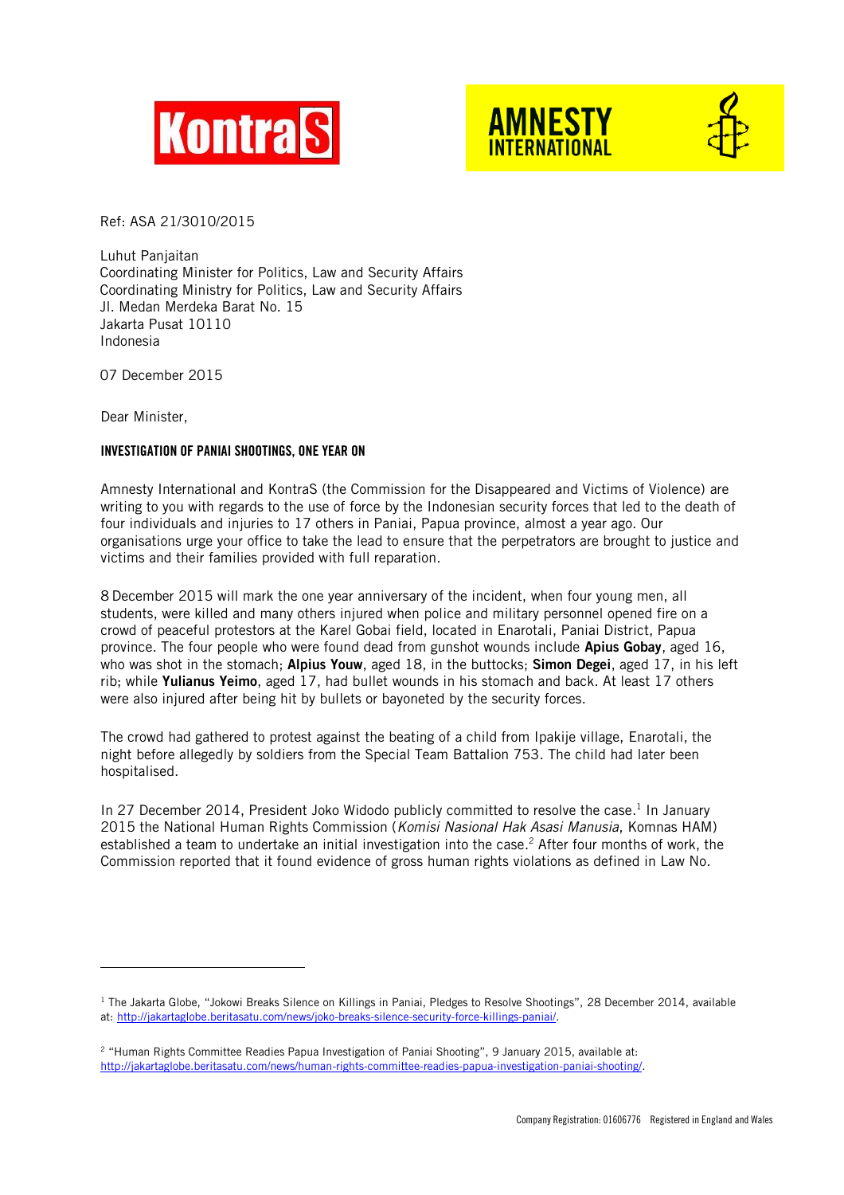Ref: ASA 21/3010/2015

Luhut Panjaitan
Coordinating Minister for Politics, Law and Security Affairs
Coordinating Ministry for Politics, Law and Security Affairs
Jl. Medan Merdeka Barat No. 15
Jakarta Pusat 10110
Indonesia

07 December 2015

Dear Minister,

**INVESTIGATION OF PANIAI SHOOTINGS, ONE YEAR ON**

Amnesty International and KontraS (the Commission for the Disappeared and Victims of Violence) are writing to you with regards to the use of force by the Indonesian security forces that led to the death of four individuals and injuries to 17 others in Paniai, Papua province, almost a year ago. Our organisations urge your office to take the lead to ensure that the perpetrators are brought to justice and victims and their families provided with full reparation.

8 December 2015 will mark the one year anniversary of the incident, when four young men, all students, were killed and many others injured when police and military personnel opened fire on a crowd of peaceful protestors at the Karel Gobai field, located in Enarotali, Paniai District, Papua province. The four people who were found dead from gunshot wounds include **Apius Gobay**, aged 16, who was shot in the stomach; **Alpius Youw**, aged 18, in the buttocks; **Simon Degei**, aged 17, in his left rib; while **Yulianus Yeimo**, aged 17, had bullet wounds in his stomach and back. At least 17 others were also injured after being hit by bullets or bayoneted by the security forces.

The crowd had gathered to protest against the beating of a child from Ipakije village, Enarotali, the night before allegedly by soldiers from the Special Team Battalion 753. The child had later been hospitalised.

In 27 December 2014, President Joko Widodo publicly committed to resolve the case.[1] In January 2015 the National Human Rights Commission (*Komisi Nasional Hak Asasi Manusia*, Komnas HAM) established a team to undertake an initial investigation into the case.[2] After four months of work, the Commission reported that it found evidence of gross human rights violations as defined in Law No.

---

[1] The Jakarta Globe, "Jokowi Breaks Silence on Killings in Paniai, Pledges to Resolve Shootings", 28 December 2014, available at: http://jakartaglobe.beritasatu.com/news/joko-breaks-silence-security-force-killings-paniai/.

[2] "Human Rights Committee Readies Papua Investigation of Paniai Shooting", 9 January 2015, available at: http://jakartaglobe.beritasatu.com/news/human-rights-committee-readies-papua-investigation-paniai-shooting/.

Company Registration: 01606776 Registered in England and Wales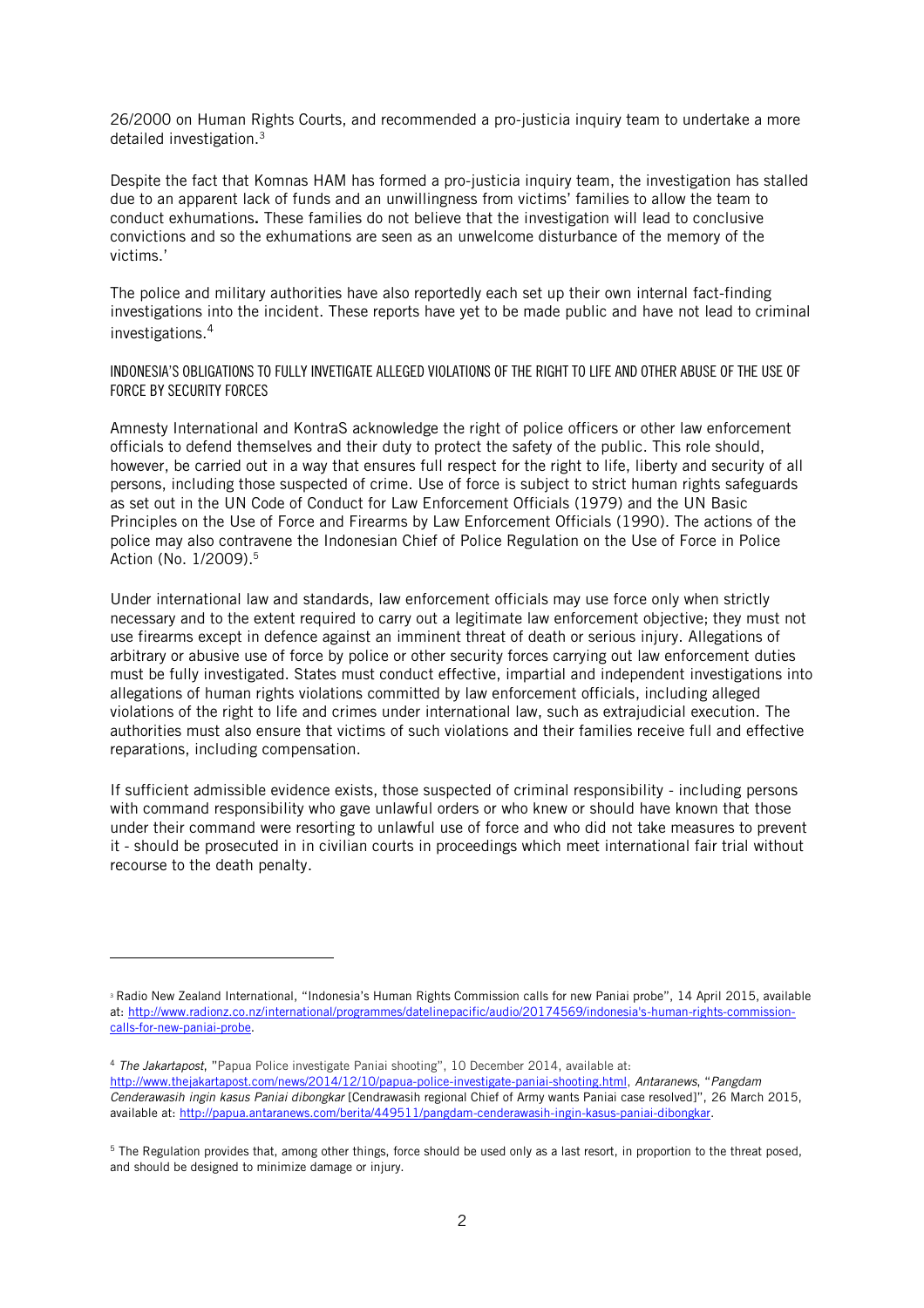26/2000 on Human Rights Courts, and recommended a pro-justicia inquiry team to undertake a more detailed investigation.[3]

Despite the fact that Komnas HAM has formed a pro-justicia inquiry team, the investigation has stalled due to an apparent lack of funds and an unwillingness from victims' families to allow the team to conduct exhumations**.** These families do not believe that the investigation will lead to conclusive convictions and so the exhumations are seen as an unwelcome disturbance of the memory of the victims.'

The police and military authorities have also reportedly each set up their own internal fact-finding investigations into the incident. These reports have yet to be made public and have not lead to criminal investigations.[4]

## INDONESIA'S OBLIGATIONS TO FULLY INVETIGATE ALLEGED VIOLATIONS OF THE RIGHT TO LIFE AND OTHER ABUSE OF THE USE OF FORCE BY SECURITY FORCES

Amnesty International and KontraS acknowledge the right of police officers or other law enforcement officials to defend themselves and their duty to protect the safety of the public. This role should, however, be carried out in a way that ensures full respect for the right to life, liberty and security of all persons, including those suspected of crime. Use of force is subject to strict human rights safeguards as set out in the UN Code of Conduct for Law Enforcement Officials (1979) and the UN Basic Principles on the Use of Force and Firearms by Law Enforcement Officials (1990). The actions of the police may also contravene the Indonesian Chief of Police Regulation on the Use of Force in Police Action (No. 1/2009).[5]

Under international law and standards, law enforcement officials may use force only when strictly necessary and to the extent required to carry out a legitimate law enforcement objective; they must not use firearms except in defence against an imminent threat of death or serious injury. Allegations of arbitrary or abusive use of force by police or other security forces carrying out law enforcement duties must be fully investigated. States must conduct effective, impartial and independent investigations into allegations of human rights violations committed by law enforcement officials, including alleged violations of the right to life and crimes under international law, such as extrajudicial execution. The authorities must also ensure that victims of such violations and their families receive full and effective reparations, including compensation.

If sufficient admissible evidence exists, those suspected of criminal responsibility - including persons with command responsibility who gave unlawful orders or who knew or should have known that those under their command were resorting to unlawful use of force and who did not take measures to prevent it - should be prosecuted in in civilian courts in proceedings which meet international fair trial without recourse to the death penalty.

---

[3] Radio New Zealand International, "Indonesia's Human Rights Commission calls for new Paniai probe", 14 April 2015, available at: http://www.radionz.co.nz/international/programmes/datelinepacific/audio/20174569/indonesia's-human-rights-commission-calls-for-new-paniai-probe.

[4] *The Jakartapost*, "Papua Police investigate Paniai shooting", 10 December 2014, available at: http://www.thejakartapost.com/news/2014/12/10/papua-police-investigate-paniai-shooting.html, *Antaranews*, "*Pangdam Cenderawasih ingin kasus Paniai dibongkar* [Cendrawasih regional Chief of Army wants Paniai case resolved]", 26 March 2015, available at: http://papua.antaranews.com/berita/449511/pangdam-cenderawasih-ingin-kasus-paniai-dibongkar.

[5] The Regulation provides that, among other things, force should be used only as a last resort, in proportion to the threat posed, and should be designed to minimize damage or injury.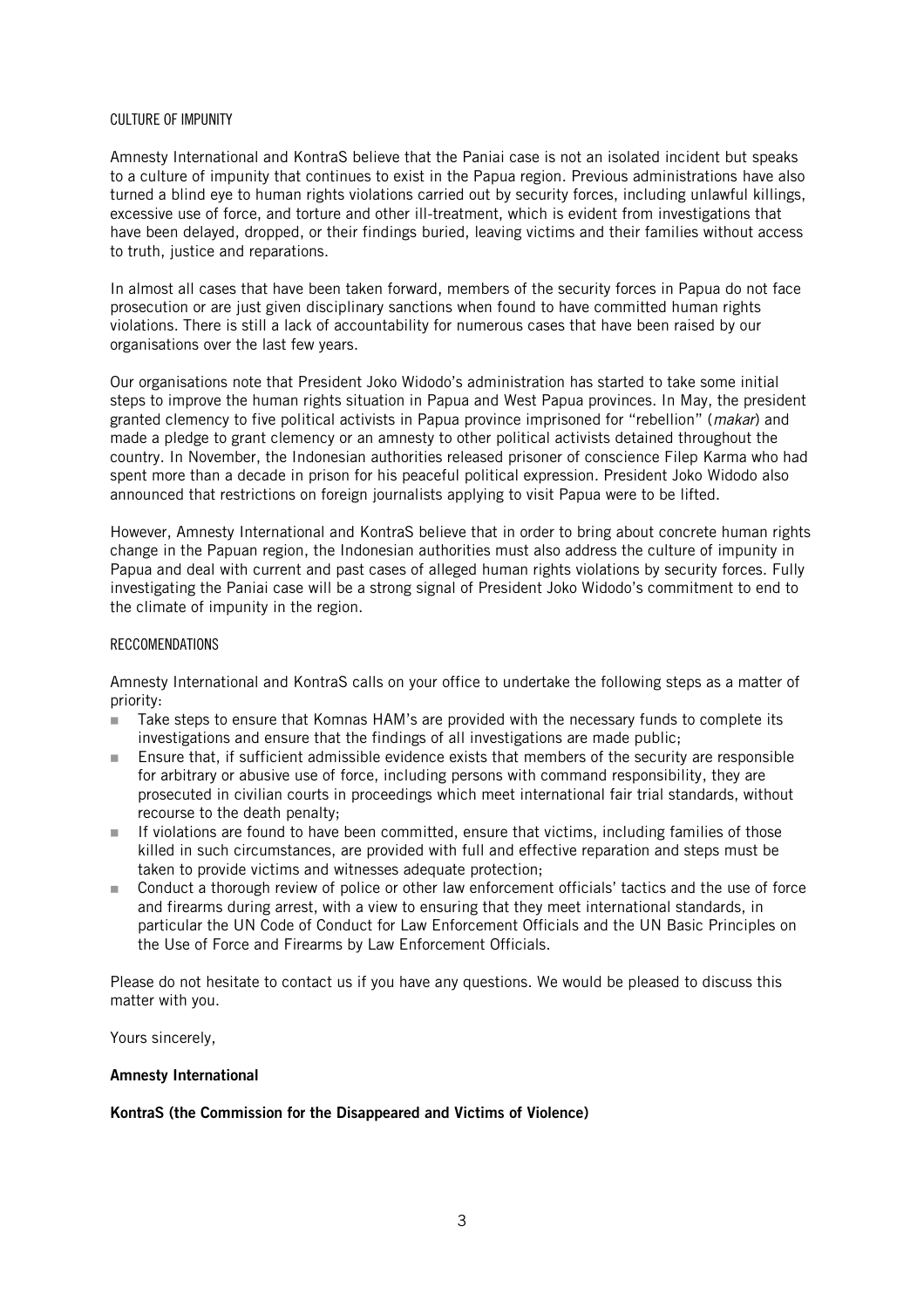## CULTURE OF IMPUNITY

Amnesty International and KontraS believe that the Paniai case is not an isolated incident but speaks to a culture of impunity that continues to exist in the Papua region. Previous administrations have also turned a blind eye to human rights violations carried out by security forces, including unlawful killings, excessive use of force, and torture and other ill-treatment, which is evident from investigations that have been delayed, dropped, or their findings buried, leaving victims and their families without access to truth, justice and reparations.

In almost all cases that have been taken forward, members of the security forces in Papua do not face prosecution or are just given disciplinary sanctions when found to have committed human rights violations. There is still a lack of accountability for numerous cases that have been raised by our organisations over the last few years.

Our organisations note that President Joko Widodo's administration has started to take some initial steps to improve the human rights situation in Papua and West Papua provinces. In May, the president granted clemency to five political activists in Papua province imprisoned for "rebellion" (*makar*) and made a pledge to grant clemency or an amnesty to other political activists detained throughout the country. In November, the Indonesian authorities released prisoner of conscience Filep Karma who had spent more than a decade in prison for his peaceful political expression. President Joko Widodo also announced that restrictions on foreign journalists applying to visit Papua were to be lifted.

However, Amnesty International and KontraS believe that in order to bring about concrete human rights change in the Papuan region, the Indonesian authorities must also address the culture of impunity in Papua and deal with current and past cases of alleged human rights violations by security forces. Fully investigating the Paniai case will be a strong signal of President Joko Widodo's commitment to end to the climate of impunity in the region.

## RECCOMENDATIONS

Amnesty International and KontraS calls on your office to undertake the following steps as a matter of priority:

- Take steps to ensure that Komnas HAM's are provided with the necessary funds to complete its investigations and ensure that the findings of all investigations are made public;
- Ensure that, if sufficient admissible evidence exists that members of the security are responsible for arbitrary or abusive use of force, including persons with command responsibility, they are prosecuted in civilian courts in proceedings which meet international fair trial standards, without recourse to the death penalty;
- If violations are found to have been committed, ensure that victims, including families of those killed in such circumstances, are provided with full and effective reparation and steps must be taken to provide victims and witnesses adequate protection;
- Conduct a thorough review of police or other law enforcement officials' tactics and the use of force and firearms during arrest, with a view to ensuring that they meet international standards, in particular the UN Code of Conduct for Law Enforcement Officials and the UN Basic Principles on the Use of Force and Firearms by Law Enforcement Officials.

Please do not hesitate to contact us if you have any questions. We would be pleased to discuss this matter with you.

Yours sincerely,

**Amnesty International**

**KontraS (the Commission for the Disappeared and Victims of Violence)**